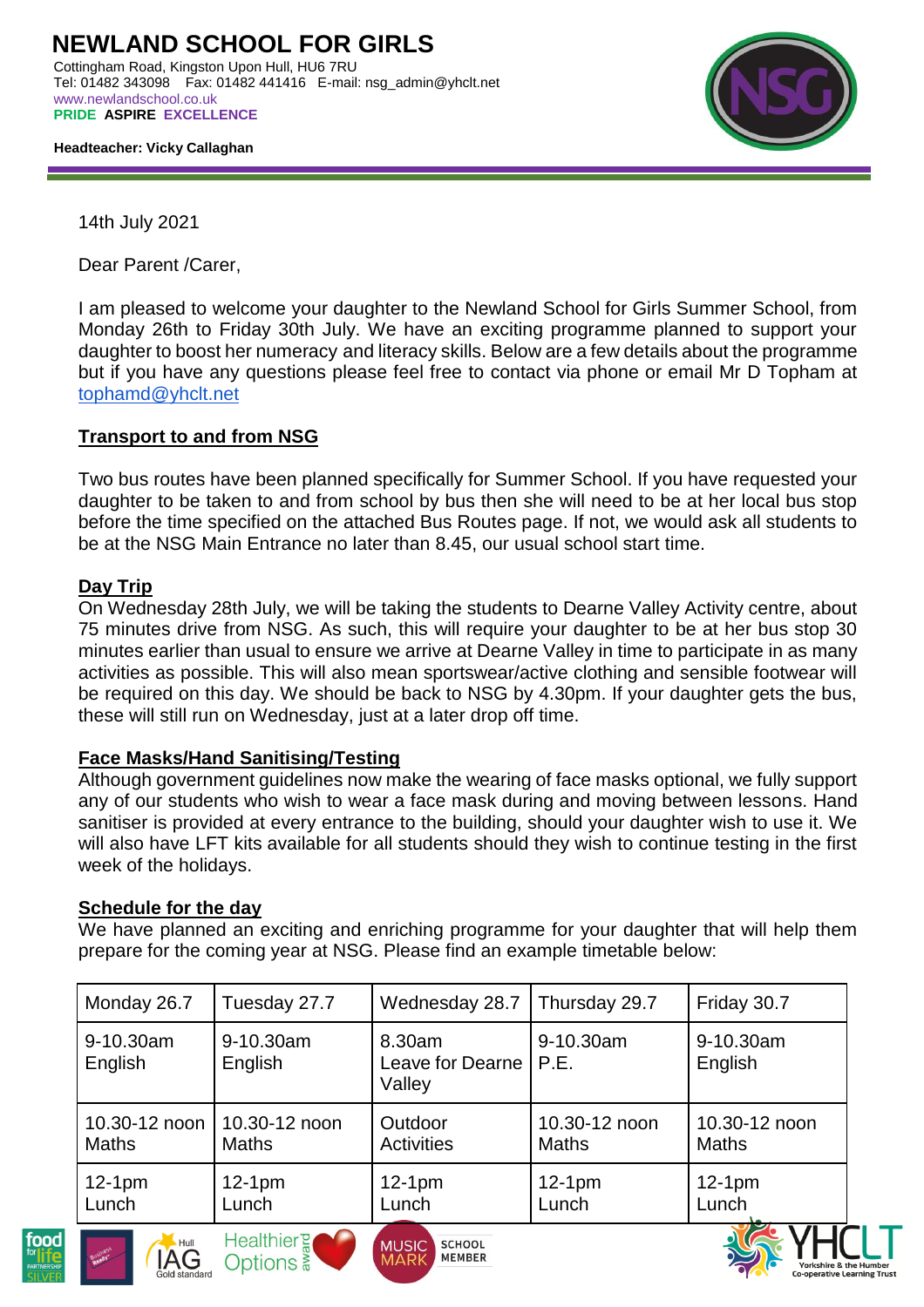# NEWLAND SCHOOL FOR GIRLS

Cottingham Road, Kingston Upon Hull, HU6 7RU
Tel: 01482 343098 Fax: 01482 441416 E-mail: nsg_admin@yhclt.net
www.newlandschool.co.uk
**PRIDE ASPIRE EXCELLENCE**

**Headteacher: Vicky Callaghan**

14th July 2021

Dear Parent /Carer,

I am pleased to welcome your daughter to the Newland School for Girls Summer School, from Monday 26th to Friday 30th July. We have an exciting programme planned to support your daughter to boost her numeracy and literacy skills. Below are a few details about the programme but if you have any questions please feel free to contact via phone or email Mr D Topham at tophamd@yhclt.net

**Transport to and from NSG**

Two bus routes have been planned specifically for Summer School. If you have requested your daughter to be taken to and from school by bus then she will need to be at her local bus stop before the time specified on the attached Bus Routes page. If not, we would ask all students to be at the NSG Main Entrance no later than 8.45, our usual school start time.

**Day Trip**

On Wednesday 28th July, we will be taking the students to Dearne Valley Activity centre, about 75 minutes drive from NSG. As such, this will require your daughter to be at her bus stop 30 minutes earlier than usual to ensure we arrive at Dearne Valley in time to participate in as many activities as possible. This will also mean sportswear/active clothing and sensible footwear will be required on this day. We should be back to NSG by 4.30pm. If your daughter gets the bus, these will still run on Wednesday, just at a later drop off time.

**Face Masks/Hand Sanitising/Testing**

Although government guidelines now make the wearing of face masks optional, we fully support any of our students who wish to wear a face mask during and moving between lessons. Hand sanitiser is provided at every entrance to the building, should your daughter wish to use it. We will also have LFT kits available for all students should they wish to continue testing in the first week of the holidays.

**Schedule for the day**

We have planned an exciting and enriching programme for your daughter that will help them prepare for the coming year at NSG. Please find an example timetable below:

| Monday 26.7 | Tuesday 27.7 | Wednesday 28.7 | Thursday 29.7 | Friday 30.7 |
|---|---|---|---|---|
| 9-10.30am English | 9-10.30am English | 8.30am Leave for Dearne Valley | 9-10.30am P.E. | 9-10.30am English |
| 10.30-12 noon Maths | 10.30-12 noon Maths | Outdoor Activities | 10.30-12 noon Maths | 10.30-12 noon Maths |
| 12-1pm Lunch | 12-1pm Lunch | 12-1pm Lunch | 12-1pm Lunch | 12-1pm Lunch |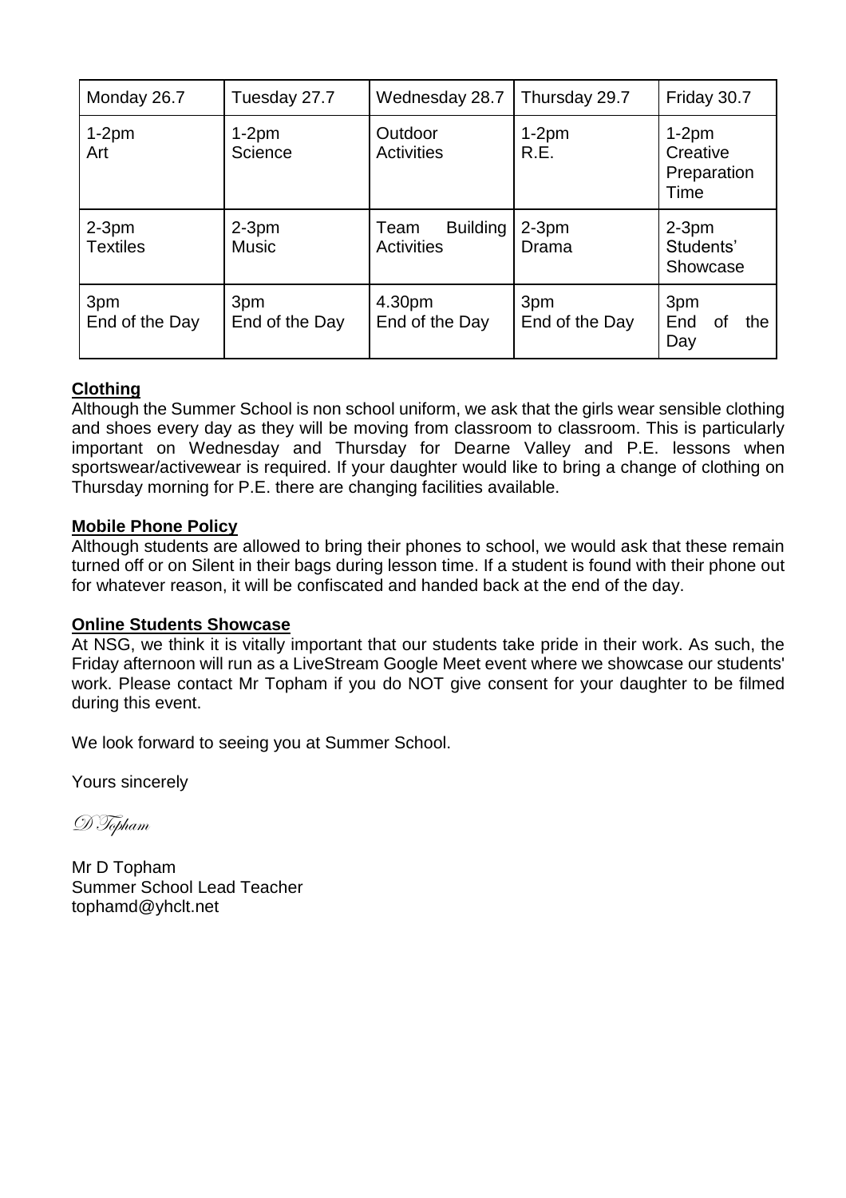| Monday 26.7 | Tuesday 27.7 | Wednesday 28.7 | Thursday 29.7 | Friday 30.7 |
|---|---|---|---|---|
| 1-2pm Art | 1-2pm Science | Outdoor Activities | 1-2pm R.E. | 1-2pm Creative Preparation Time |
| 2-3pm Textiles | 2-3pm Music | Team Building Activities | 2-3pm Drama | 2-3pm Students' Showcase |
| 3pm End of the Day | 3pm End of the Day | 4.30pm End of the Day | 3pm End of the Day | 3pm End of the Day |

**Clothing**

Although the Summer School is non school uniform, we ask that the girls wear sensible clothing and shoes every day as they will be moving from classroom to classroom. This is particularly important on Wednesday and Thursday for Dearne Valley and P.E. lessons when sportswear/activewear is required. If your daughter would like to bring a change of clothing on Thursday morning for P.E. there are changing facilities available.

**Mobile Phone Policy**

Although students are allowed to bring their phones to school, we would ask that these remain turned off or on Silent in their bags during lesson time. If a student is found with their phone out for whatever reason, it will be confiscated and handed back at the end of the day.

**Online Students Showcase**

At NSG, we think it is vitally important that our students take pride in their work. As such, the Friday afternoon will run as a LiveStream Google Meet event where we showcase our students' work. Please contact Mr Topham if you do NOT give consent for your daughter to be filmed during this event.

We look forward to seeing you at Summer School.

Yours sincerely

*D Topham*

Mr D Topham
Summer School Lead Teacher
tophamd@yhclt.net